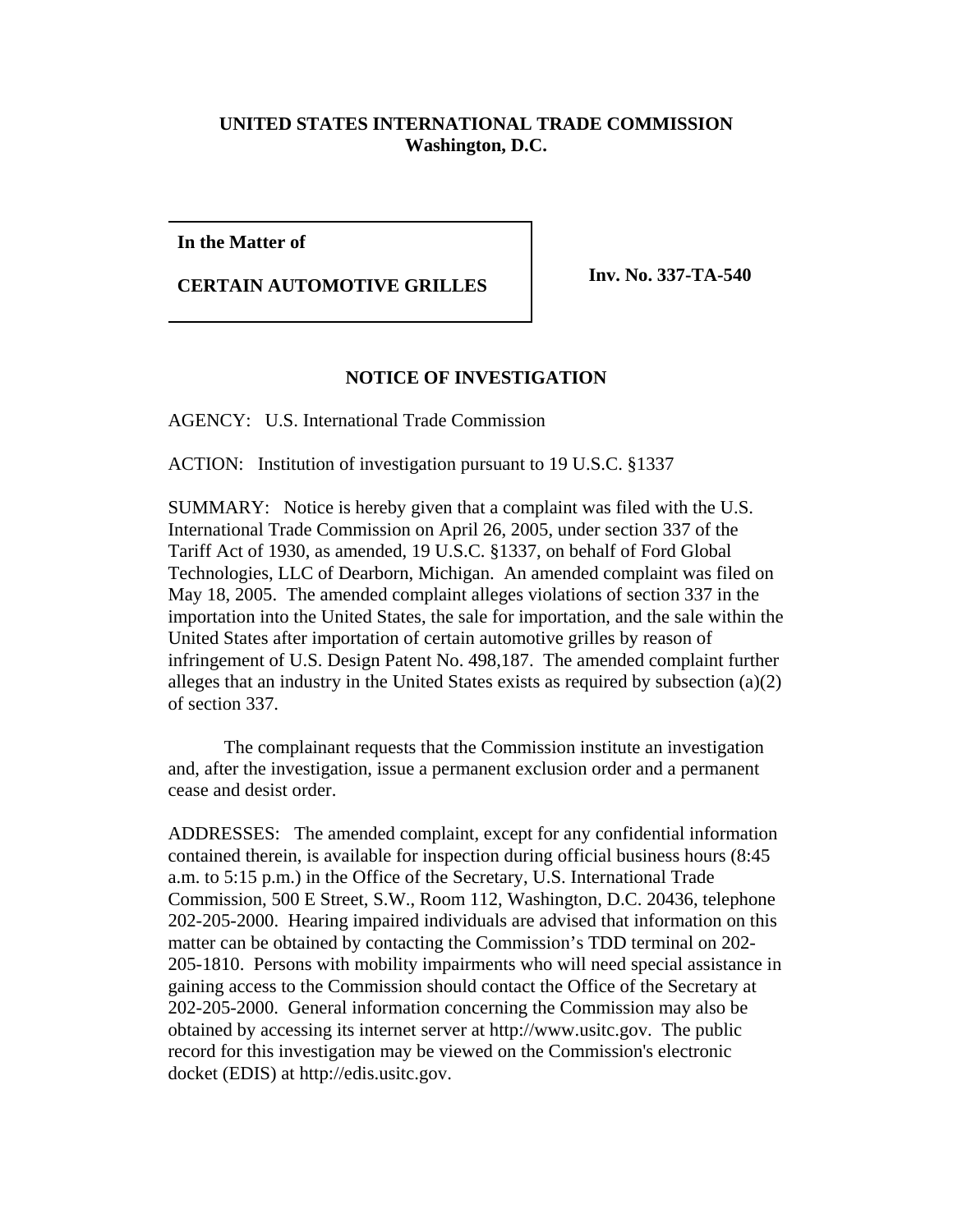**UNITED STATES INTERNATIONAL TRADE COMMISSION**
**Washington, D.C.**

**In the Matter of**

**CERTAIN AUTOMOTIVE GRILLES**

**Inv. No. 337-TA-540**

## NOTICE OF INVESTIGATION

AGENCY: U.S. International Trade Commission

ACTION: Institution of investigation pursuant to 19 U.S.C. §1337

SUMMARY: Notice is hereby given that a complaint was filed with the U.S. International Trade Commission on April 26, 2005, under section 337 of the Tariff Act of 1930, as amended, 19 U.S.C. §1337, on behalf of Ford Global Technologies, LLC of Dearborn, Michigan. An amended complaint was filed on May 18, 2005. The amended complaint alleges violations of section 337 in the importation into the United States, the sale for importation, and the sale within the United States after importation of certain automotive grilles by reason of infringement of U.S. Design Patent No. 498,187. The amended complaint further alleges that an industry in the United States exists as required by subsection (a)(2) of section 337.

The complainant requests that the Commission institute an investigation and, after the investigation, issue a permanent exclusion order and a permanent cease and desist order.

ADDRESSES: The amended complaint, except for any confidential information contained therein, is available for inspection during official business hours (8:45 a.m. to 5:15 p.m.) in the Office of the Secretary, U.S. International Trade Commission, 500 E Street, S.W., Room 112, Washington, D.C. 20436, telephone 202-205-2000. Hearing impaired individuals are advised that information on this matter can be obtained by contacting the Commission's TDD terminal on 202-205-1810. Persons with mobility impairments who will need special assistance in gaining access to the Commission should contact the Office of the Secretary at 202-205-2000. General information concerning the Commission may also be obtained by accessing its internet server at http://www.usitc.gov. The public record for this investigation may be viewed on the Commission's electronic docket (EDIS) at http://edis.usitc.gov.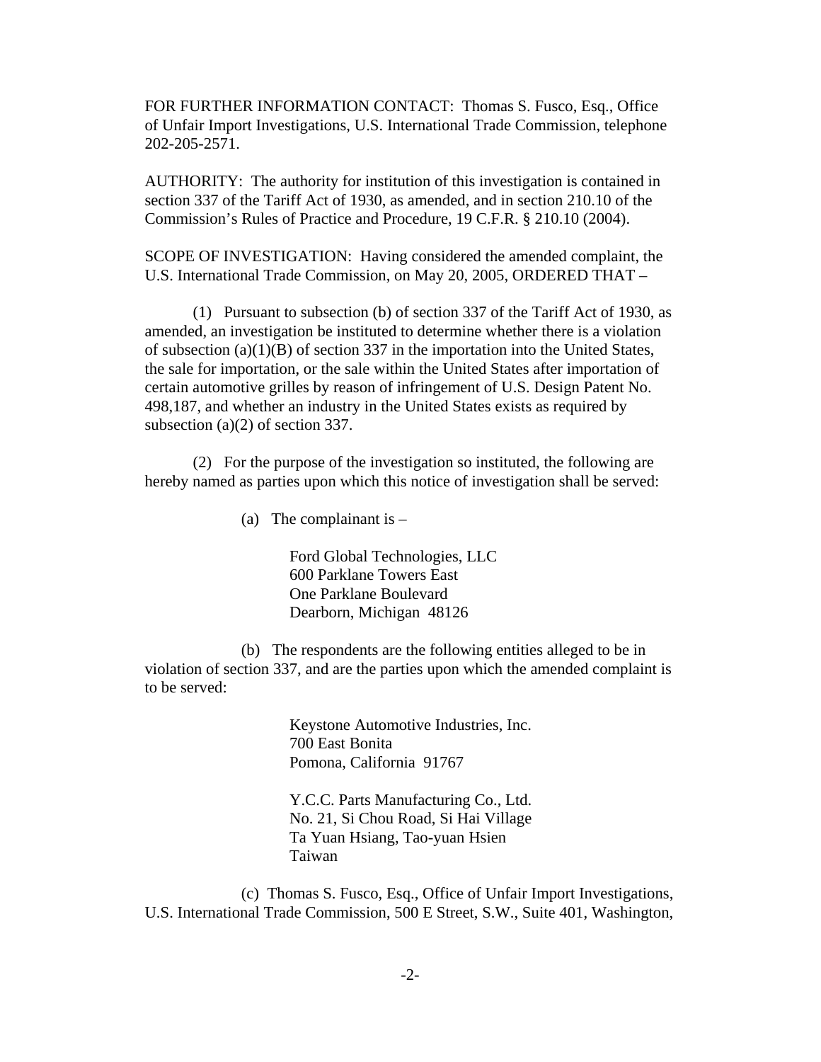FOR FURTHER INFORMATION CONTACT: Thomas S. Fusco, Esq., Office of Unfair Import Investigations, U.S. International Trade Commission, telephone 202-205-2571.

AUTHORITY: The authority for institution of this investigation is contained in section 337 of the Tariff Act of 1930, as amended, and in section 210.10 of the Commission's Rules of Practice and Procedure, 19 C.F.R. § 210.10 (2004).

SCOPE OF INVESTIGATION: Having considered the amended complaint, the U.S. International Trade Commission, on May 20, 2005, ORDERED THAT –

(1) Pursuant to subsection (b) of section 337 of the Tariff Act of 1930, as amended, an investigation be instituted to determine whether there is a violation of subsection (a)(1)(B) of section 337 in the importation into the United States, the sale for importation, or the sale within the United States after importation of certain automotive grilles by reason of infringement of U.S. Design Patent No. 498,187, and whether an industry in the United States exists as required by subsection (a)(2) of section 337.

(2) For the purpose of the investigation so instituted, the following are hereby named as parties upon which this notice of investigation shall be served:

(a) The complainant is –

Ford Global Technologies, LLC
600 Parklane Towers East
One Parklane Boulevard
Dearborn, Michigan 48126

(b) The respondents are the following entities alleged to be in violation of section 337, and are the parties upon which the amended complaint is to be served:

Keystone Automotive Industries, Inc.
700 East Bonita
Pomona, California 91767

Y.C.C. Parts Manufacturing Co., Ltd.
No. 21, Si Chou Road, Si Hai Village
Ta Yuan Hsiang, Tao-yuan Hsien
Taiwan

(c) Thomas S. Fusco, Esq., Office of Unfair Import Investigations, U.S. International Trade Commission, 500 E Street, S.W., Suite 401, Washington,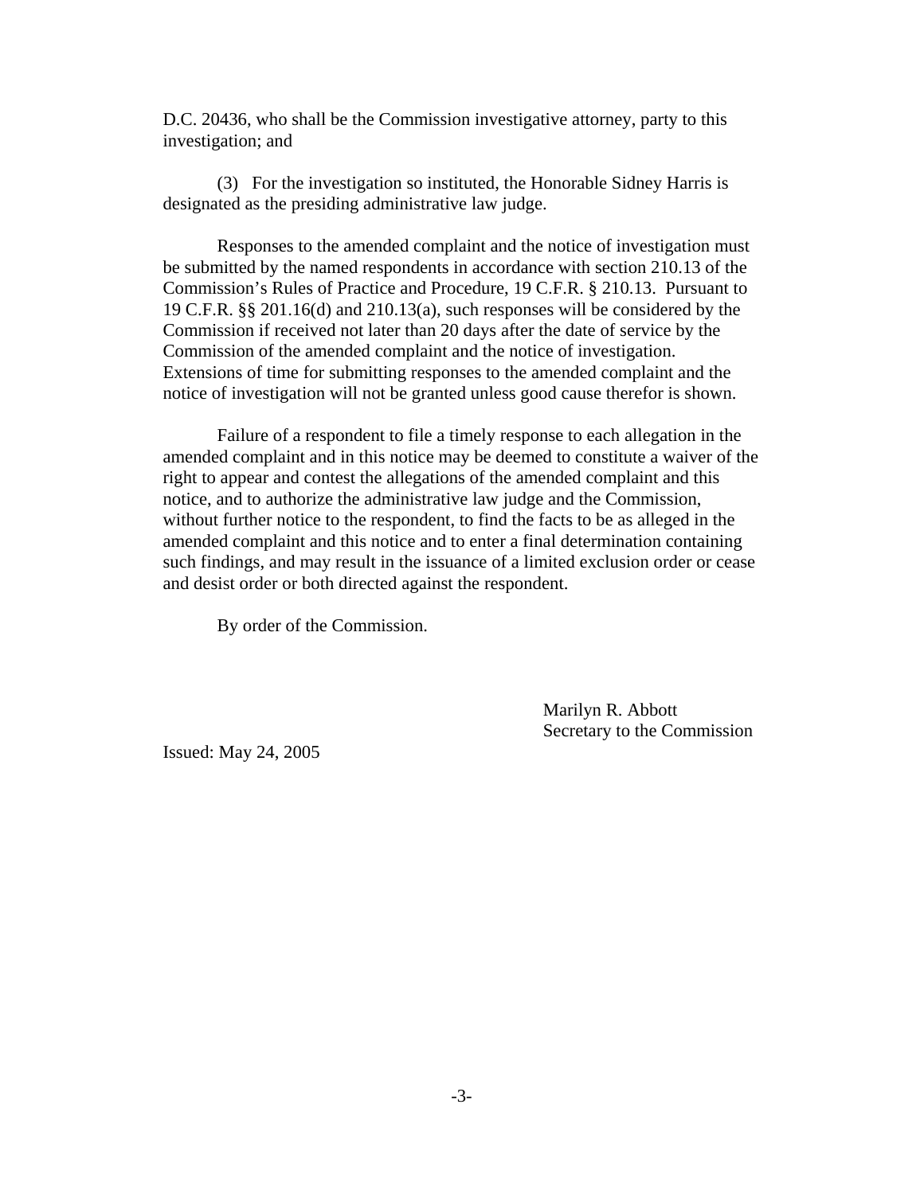D.C. 20436, who shall be the Commission investigative attorney, party to this investigation; and

(3) For the investigation so instituted, the Honorable Sidney Harris is designated as the presiding administrative law judge.

Responses to the amended complaint and the notice of investigation must be submitted by the named respondents in accordance with section 210.13 of the Commission's Rules of Practice and Procedure, 19 C.F.R. § 210.13. Pursuant to 19 C.F.R. §§ 201.16(d) and 210.13(a), such responses will be considered by the Commission if received not later than 20 days after the date of service by the Commission of the amended complaint and the notice of investigation. Extensions of time for submitting responses to the amended complaint and the notice of investigation will not be granted unless good cause therefor is shown.

Failure of a respondent to file a timely response to each allegation in the amended complaint and in this notice may be deemed to constitute a waiver of the right to appear and contest the allegations of the amended complaint and this notice, and to authorize the administrative law judge and the Commission, without further notice to the respondent, to find the facts to be as alleged in the amended complaint and this notice and to enter a final determination containing such findings, and may result in the issuance of a limited exclusion order or cease and desist order or both directed against the respondent.

By order of the Commission.

Marilyn R. Abbott
Secretary to the Commission

Issued: May 24, 2005